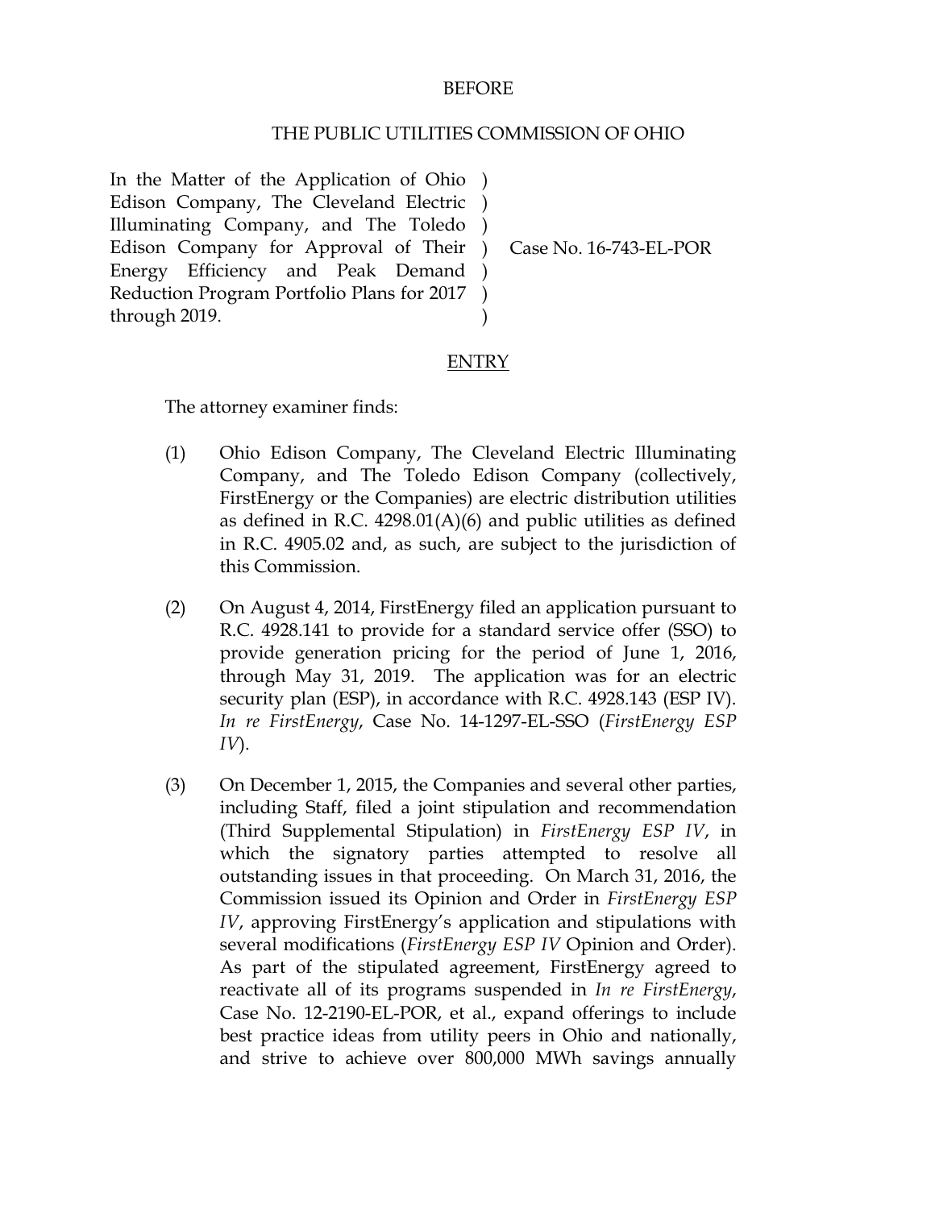BEFORE

THE PUBLIC UTILITIES COMMISSION OF OHIO

| | | |
|---|---|---|
| In the Matter of the Application of Ohio Edison Company, The Cleveland Electric Illuminating Company, and The Toledo Edison Company for Approval of Their Energy Efficiency and Peak Demand Reduction Program Portfolio Plans for 2017 through 2019. | ) ) ) ) ) ) ) | Case No. 16-743-EL-POR |

ENTRY

The attorney examiner finds:

(1) Ohio Edison Company, The Cleveland Electric Illuminating Company, and The Toledo Edison Company (collectively, FirstEnergy or the Companies) are electric distribution utilities as defined in R.C. 4298.01(A)(6) and public utilities as defined in R.C. 4905.02 and, as such, are subject to the jurisdiction of this Commission.

(2) On August 4, 2014, FirstEnergy filed an application pursuant to R.C. 4928.141 to provide for a standard service offer (SSO) to provide generation pricing for the period of June 1, 2016, through May 31, 2019. The application was for an electric security plan (ESP), in accordance with R.C. 4928.143 (ESP IV). *In re FirstEnergy*, Case No. 14-1297-EL-SSO (*FirstEnergy ESP IV*).

(3) On December 1, 2015, the Companies and several other parties, including Staff, filed a joint stipulation and recommendation (Third Supplemental Stipulation) in *FirstEnergy ESP IV*, in which the signatory parties attempted to resolve all outstanding issues in that proceeding. On March 31, 2016, the Commission issued its Opinion and Order in *FirstEnergy ESP IV*, approving FirstEnergy's application and stipulations with several modifications (*FirstEnergy ESP IV* Opinion and Order). As part of the stipulated agreement, FirstEnergy agreed to reactivate all of its programs suspended in *In re FirstEnergy*, Case No. 12-2190-EL-POR, et al., expand offerings to include best practice ideas from utility peers in Ohio and nationally, and strive to achieve over 800,000 MWh savings annually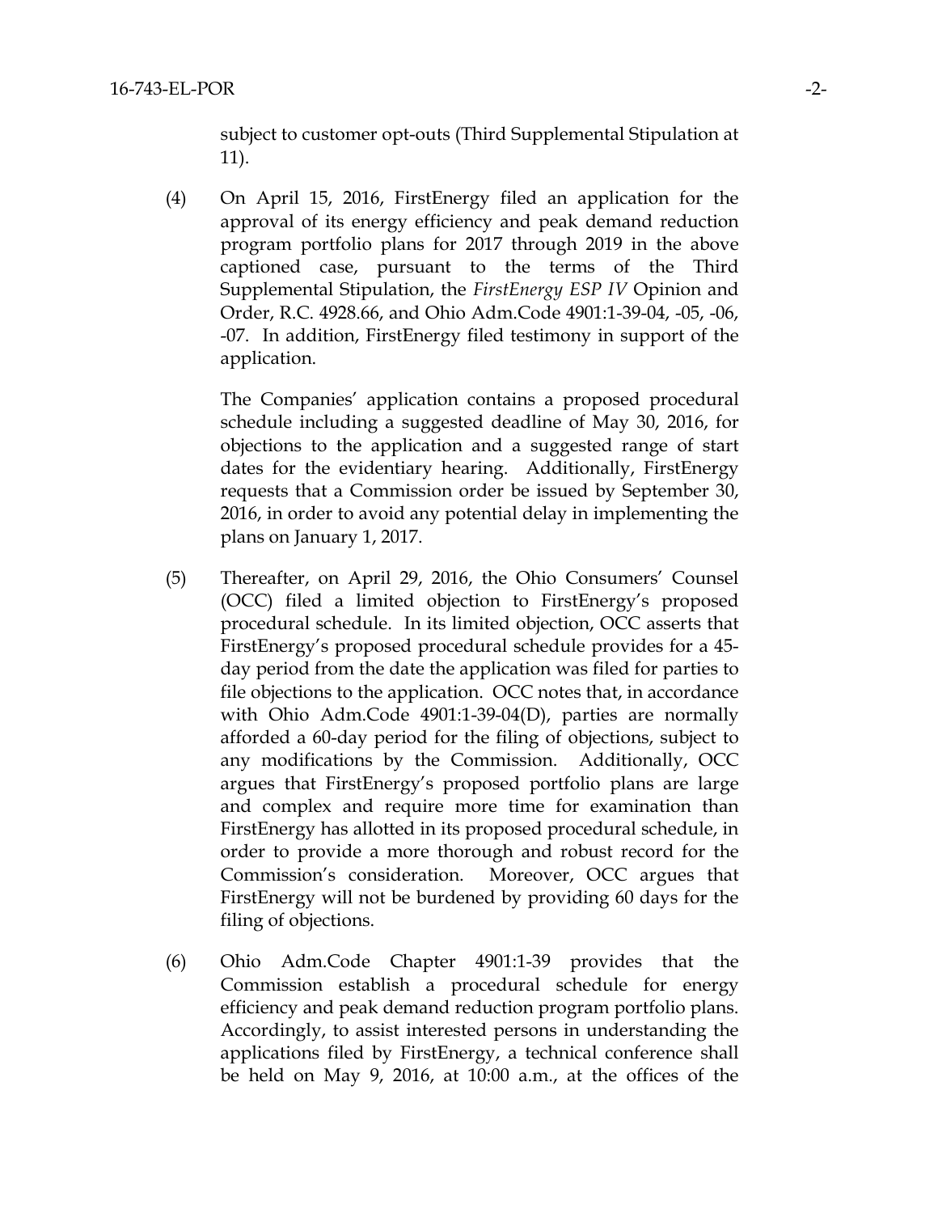subject to customer opt-outs (Third Supplemental Stipulation at 11).

(4) On April 15, 2016, FirstEnergy filed an application for the approval of its energy efficiency and peak demand reduction program portfolio plans for 2017 through 2019 in the above captioned case, pursuant to the terms of the Third Supplemental Stipulation, the *FirstEnergy ESP IV* Opinion and Order, R.C. 4928.66, and Ohio Adm.Code 4901:1-39-04, -05, -06, -07. In addition, FirstEnergy filed testimony in support of the application.

The Companies' application contains a proposed procedural schedule including a suggested deadline of May 30, 2016, for objections to the application and a suggested range of start dates for the evidentiary hearing. Additionally, FirstEnergy requests that a Commission order be issued by September 30, 2016, in order to avoid any potential delay in implementing the plans on January 1, 2017.

(5) Thereafter, on April 29, 2016, the Ohio Consumers' Counsel (OCC) filed a limited objection to FirstEnergy's proposed procedural schedule. In its limited objection, OCC asserts that FirstEnergy's proposed procedural schedule provides for a 45-day period from the date the application was filed for parties to file objections to the application. OCC notes that, in accordance with Ohio Adm.Code 4901:1-39-04(D), parties are normally afforded a 60-day period for the filing of objections, subject to any modifications by the Commission. Additionally, OCC argues that FirstEnergy's proposed portfolio plans are large and complex and require more time for examination than FirstEnergy has allotted in its proposed procedural schedule, in order to provide a more thorough and robust record for the Commission's consideration. Moreover, OCC argues that FirstEnergy will not be burdened by providing 60 days for the filing of objections.

(6) Ohio Adm.Code Chapter 4901:1-39 provides that the Commission establish a procedural schedule for energy efficiency and peak demand reduction program portfolio plans. Accordingly, to assist interested persons in understanding the applications filed by FirstEnergy, a technical conference shall be held on May 9, 2016, at 10:00 a.m., at the offices of the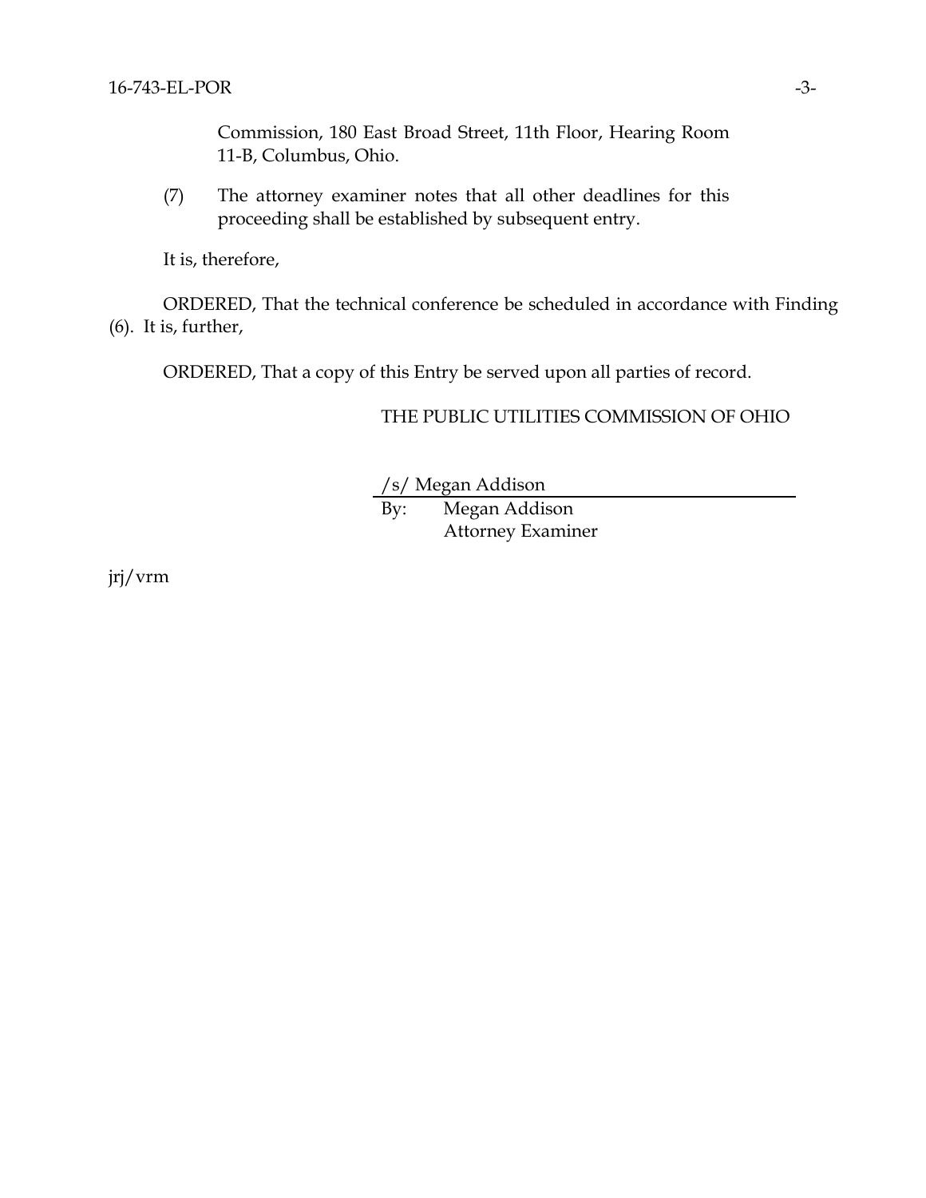Commission, 180 East Broad Street, 11th Floor, Hearing Room 11-B, Columbus, Ohio.

(7) The attorney examiner notes that all other deadlines for this proceeding shall be established by subsequent entry.

It is, therefore,

ORDERED, That the technical conference be scheduled in accordance with Finding (6). It is, further,

ORDERED, That a copy of this Entry be served upon all parties of record.

THE PUBLIC UTILITIES COMMISSION OF OHIO

/s/ Megan Addison

By: Megan Addison
Attorney Examiner

jrj/vrm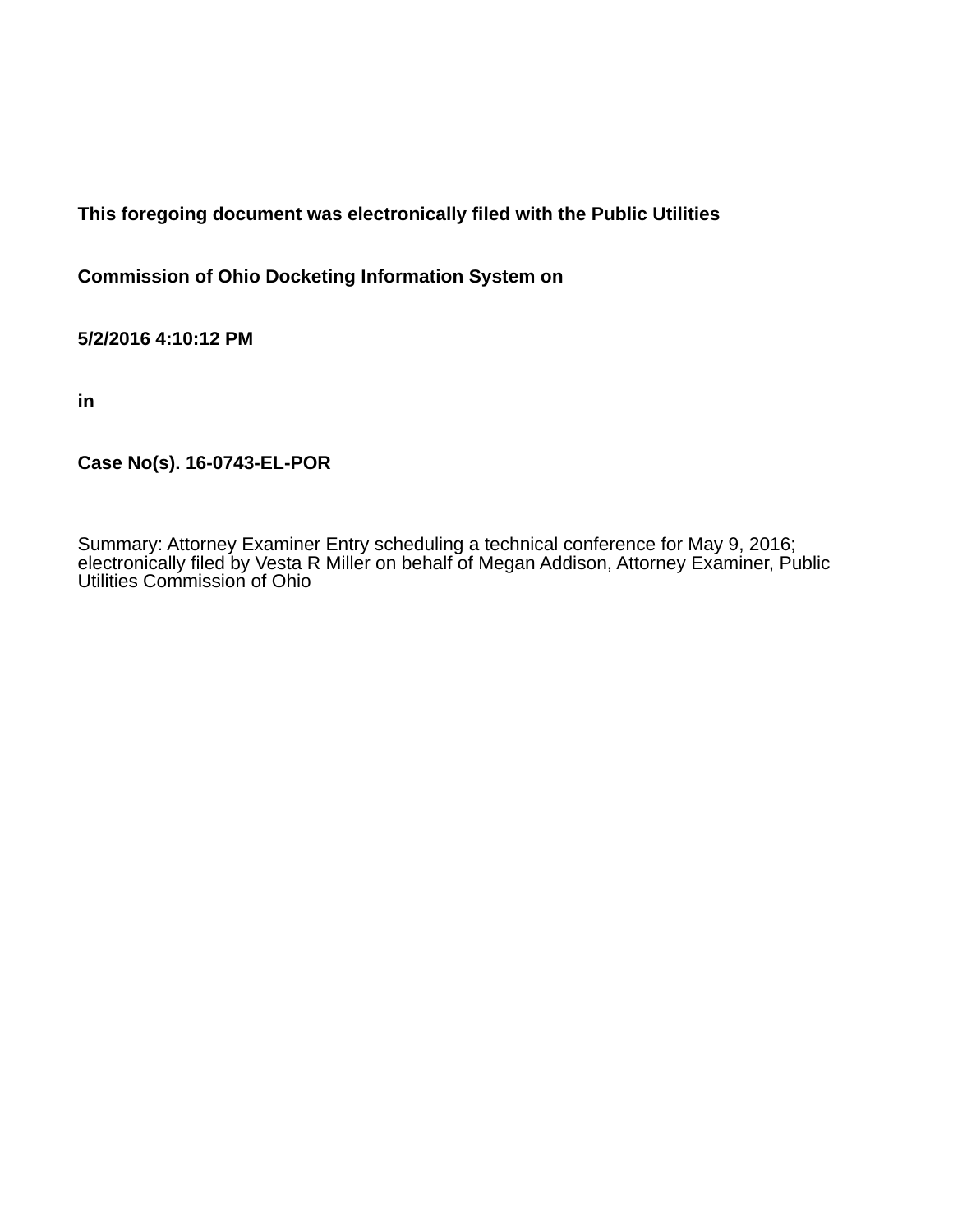**This foregoing document was electronically filed with the Public Utilities**

**Commission of Ohio Docketing Information System on**

**5/2/2016 4:10:12 PM**

**in**

**Case No(s). 16-0743-EL-POR**

Summary: Attorney Examiner Entry scheduling a technical conference for May 9, 2016; electronically filed by Vesta R Miller on behalf of Megan Addison, Attorney Examiner, Public Utilities Commission of Ohio